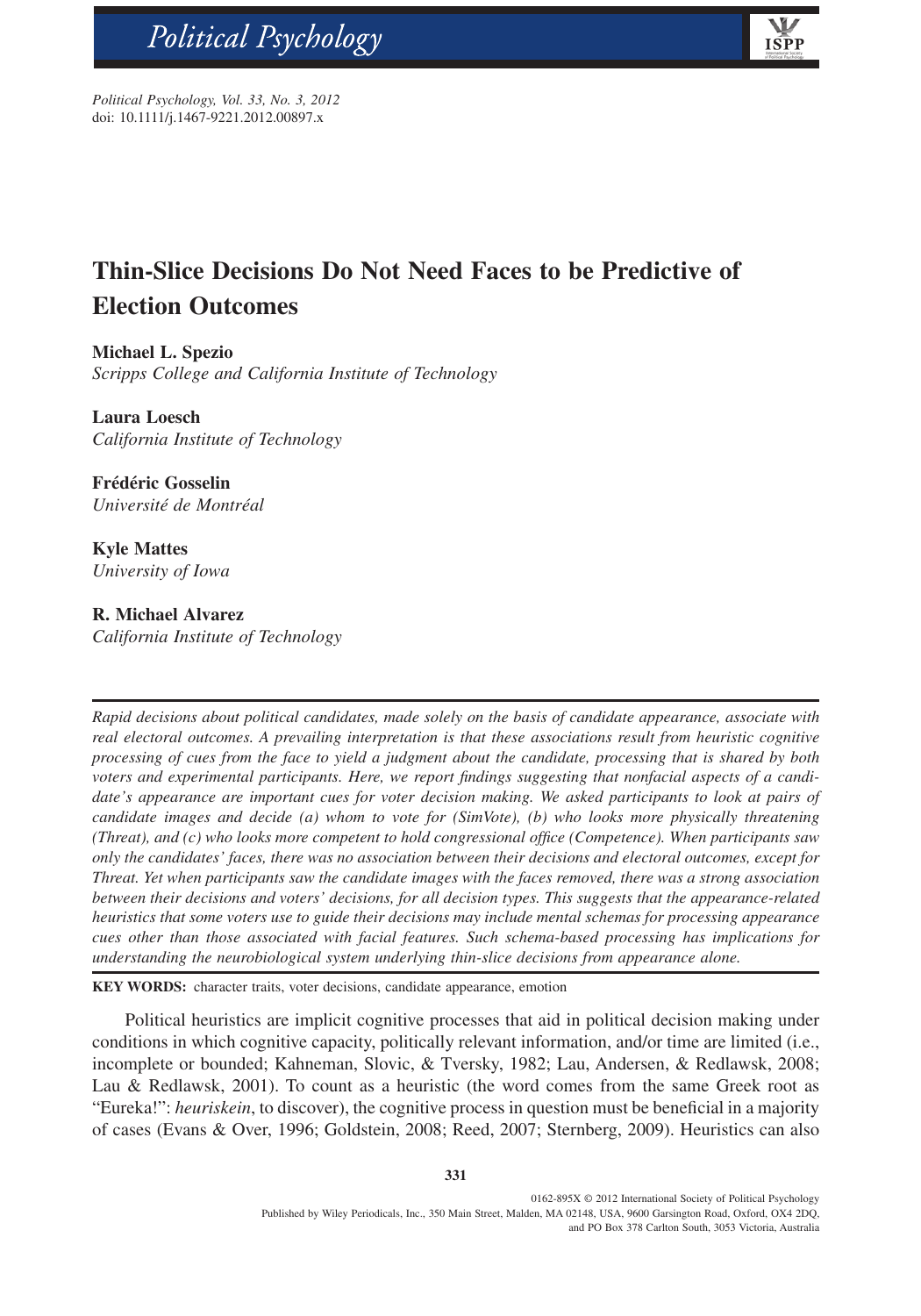# Thin-Slice Decisions Do Not Need Faces to be Predictive of Election Outcomes

**Michael L. Spezio**
*Scripps College and California Institute of Technology*

**Laura Loesch**
*California Institute of Technology*

**Frédéric Gosselin**
*Université de Montréal*

**Kyle Mattes**
*University of Iowa*

**R. Michael Alvarez**
*California Institute of Technology*

*Rapid decisions about political candidates, made solely on the basis of candidate appearance, associate with real electoral outcomes. A prevailing interpretation is that these associations result from heuristic cognitive processing of cues from the face to yield a judgment about the candidate, processing that is shared by both voters and experimental participants. Here, we report findings suggesting that nonfacial aspects of a candidate's appearance are important cues for voter decision making. We asked participants to look at pairs of candidate images and decide (a) whom to vote for (SimVote), (b) who looks more physically threatening (Threat), and (c) who looks more competent to hold congressional office (Competence). When participants saw only the candidates' faces, there was no association between their decisions and electoral outcomes, except for Threat. Yet when participants saw the candidate images with the faces removed, there was a strong association between their decisions and voters' decisions, for all decision types. This suggests that the appearance-related heuristics that some voters use to guide their decisions may include mental schemas for processing appearance cues other than those associated with facial features. Such schema-based processing has implications for understanding the neurobiological system underlying thin-slice decisions from appearance alone.*

**KEY WORDS:** character traits, voter decisions, candidate appearance, emotion

Political heuristics are implicit cognitive processes that aid in political decision making under conditions in which cognitive capacity, politically relevant information, and/or time are limited (i.e., incomplete or bounded; Kahneman, Slovic, & Tversky, 1982; Lau, Andersen, & Redlawsk, 2008; Lau & Redlawsk, 2001). To count as a heuristic (the word comes from the same Greek root as "Eureka!": *heuriskein*, to discover), the cognitive process in question must be beneficial in a majority of cases (Evans & Over, 1996; Goldstein, 2008; Reed, 2007; Sternberg, 2009). Heuristics can also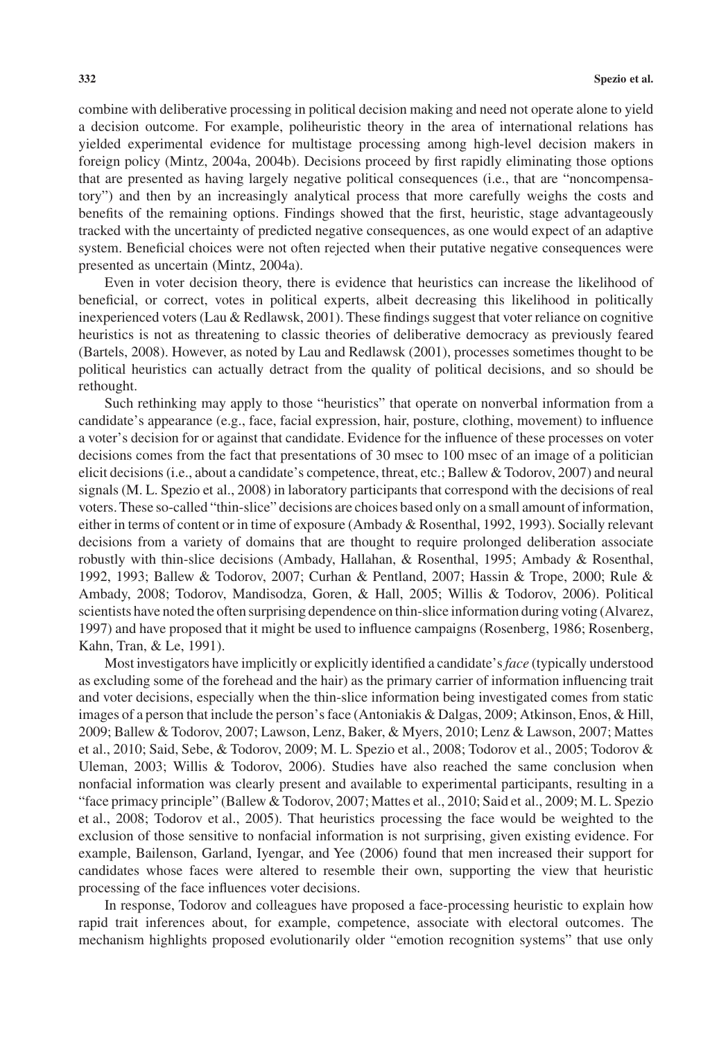combine with deliberative processing in political decision making and need not operate alone to yield a decision outcome. For example, poliheuristic theory in the area of international relations has yielded experimental evidence for multistage processing among high-level decision makers in foreign policy (Mintz, 2004a, 2004b). Decisions proceed by first rapidly eliminating those options that are presented as having largely negative political consequences (i.e., that are "noncompensatory") and then by an increasingly analytical process that more carefully weighs the costs and benefits of the remaining options. Findings showed that the first, heuristic, stage advantageously tracked with the uncertainty of predicted negative consequences, as one would expect of an adaptive system. Beneficial choices were not often rejected when their putative negative consequences were presented as uncertain (Mintz, 2004a).

Even in voter decision theory, there is evidence that heuristics can increase the likelihood of beneficial, or correct, votes in political experts, albeit decreasing this likelihood in politically inexperienced voters (Lau & Redlawsk, 2001). These findings suggest that voter reliance on cognitive heuristics is not as threatening to classic theories of deliberative democracy as previously feared (Bartels, 2008). However, as noted by Lau and Redlawsk (2001), processes sometimes thought to be political heuristics can actually detract from the quality of political decisions, and so should be rethought.

Such rethinking may apply to those "heuristics" that operate on nonverbal information from a candidate's appearance (e.g., face, facial expression, hair, posture, clothing, movement) to influence a voter's decision for or against that candidate. Evidence for the influence of these processes on voter decisions comes from the fact that presentations of 30 msec to 100 msec of an image of a politician elicit decisions (i.e., about a candidate's competence, threat, etc.; Ballew & Todorov, 2007) and neural signals (M. L. Spezio et al., 2008) in laboratory participants that correspond with the decisions of real voters. These so-called "thin-slice" decisions are choices based only on a small amount of information, either in terms of content or in time of exposure (Ambady & Rosenthal, 1992, 1993). Socially relevant decisions from a variety of domains that are thought to require prolonged deliberation associate robustly with thin-slice decisions (Ambady, Hallahan, & Rosenthal, 1995; Ambady & Rosenthal, 1992, 1993; Ballew & Todorov, 2007; Curhan & Pentland, 2007; Hassin & Trope, 2000; Rule & Ambady, 2008; Todorov, Mandisodza, Goren, & Hall, 2005; Willis & Todorov, 2006). Political scientists have noted the often surprising dependence on thin-slice information during voting (Alvarez, 1997) and have proposed that it might be used to influence campaigns (Rosenberg, 1986; Rosenberg, Kahn, Tran, & Le, 1991).

Most investigators have implicitly or explicitly identified a candidate's *face* (typically understood as excluding some of the forehead and the hair) as the primary carrier of information influencing trait and voter decisions, especially when the thin-slice information being investigated comes from static images of a person that include the person's face (Antoniakis & Dalgas, 2009; Atkinson, Enos, & Hill, 2009; Ballew & Todorov, 2007; Lawson, Lenz, Baker, & Myers, 2010; Lenz & Lawson, 2007; Mattes et al., 2010; Said, Sebe, & Todorov, 2009; M. L. Spezio et al., 2008; Todorov et al., 2005; Todorov & Uleman, 2003; Willis & Todorov, 2006). Studies have also reached the same conclusion when nonfacial information was clearly present and available to experimental participants, resulting in a "face primacy principle" (Ballew & Todorov, 2007; Mattes et al., 2010; Said et al., 2009; M. L. Spezio et al., 2008; Todorov et al., 2005). That heuristics processing the face would be weighted to the exclusion of those sensitive to nonfacial information is not surprising, given existing evidence. For example, Bailenson, Garland, Iyengar, and Yee (2006) found that men increased their support for candidates whose faces were altered to resemble their own, supporting the view that heuristic processing of the face influences voter decisions.

In response, Todorov and colleagues have proposed a face-processing heuristic to explain how rapid trait inferences about, for example, competence, associate with electoral outcomes. The mechanism highlights proposed evolutionarily older "emotion recognition systems" that use only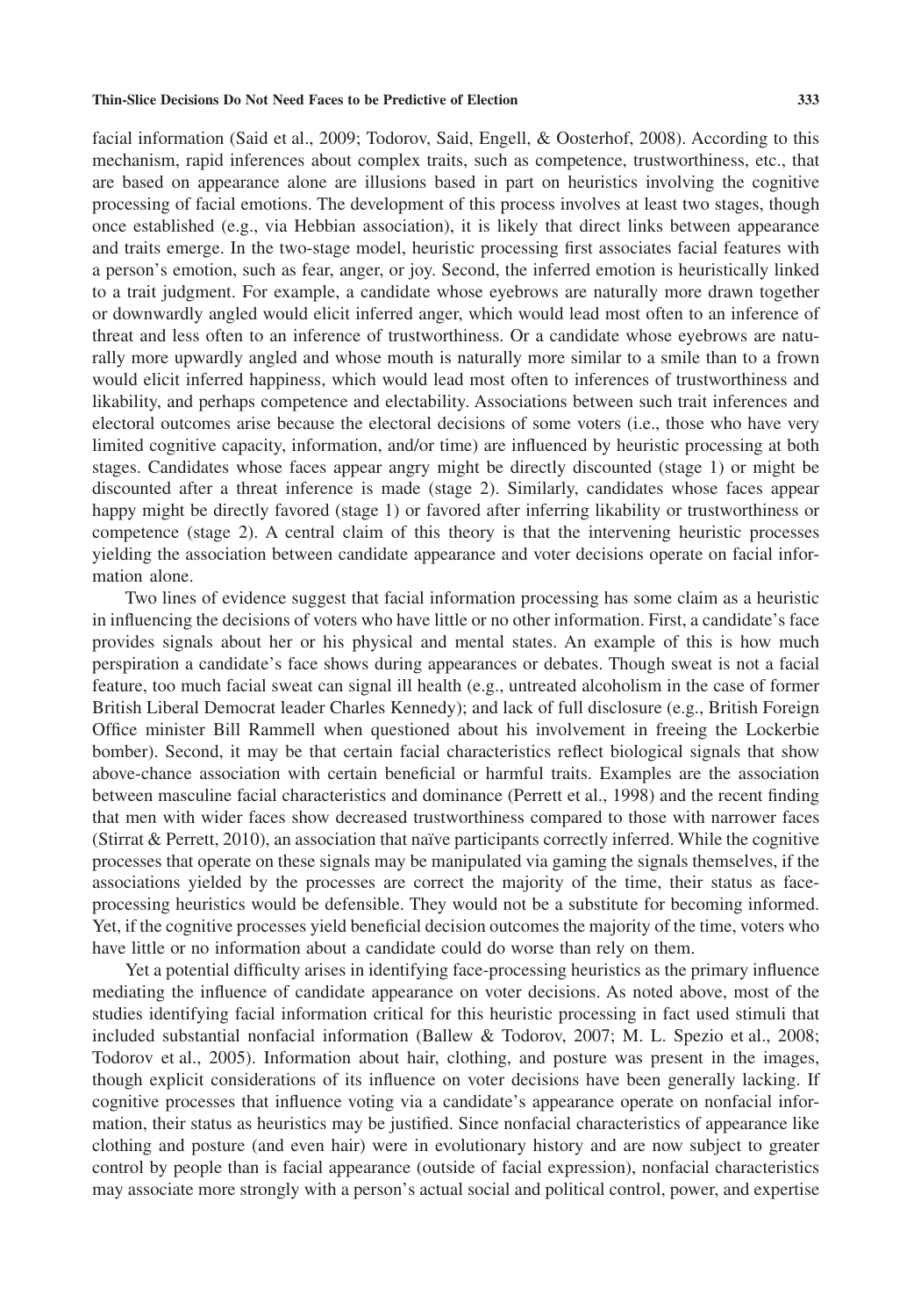facial information (Said et al., 2009; Todorov, Said, Engell, & Oosterhof, 2008). According to this mechanism, rapid inferences about complex traits, such as competence, trustworthiness, etc., that are based on appearance alone are illusions based in part on heuristics involving the cognitive processing of facial emotions. The development of this process involves at least two stages, though once established (e.g., via Hebbian association), it is likely that direct links between appearance and traits emerge. In the two-stage model, heuristic processing first associates facial features with a person's emotion, such as fear, anger, or joy. Second, the inferred emotion is heuristically linked to a trait judgment. For example, a candidate whose eyebrows are naturally more drawn together or downwardly angled would elicit inferred anger, which would lead most often to an inference of threat and less often to an inference of trustworthiness. Or a candidate whose eyebrows are naturally more upwardly angled and whose mouth is naturally more similar to a smile than to a frown would elicit inferred happiness, which would lead most often to inferences of trustworthiness and likability, and perhaps competence and electability. Associations between such trait inferences and electoral outcomes arise because the electoral decisions of some voters (i.e., those who have very limited cognitive capacity, information, and/or time) are influenced by heuristic processing at both stages. Candidates whose faces appear angry might be directly discounted (stage 1) or might be discounted after a threat inference is made (stage 2). Similarly, candidates whose faces appear happy might be directly favored (stage 1) or favored after inferring likability or trustworthiness or competence (stage 2). A central claim of this theory is that the intervening heuristic processes yielding the association between candidate appearance and voter decisions operate on facial information alone.

Two lines of evidence suggest that facial information processing has some claim as a heuristic in influencing the decisions of voters who have little or no other information. First, a candidate's face provides signals about her or his physical and mental states. An example of this is how much perspiration a candidate's face shows during appearances or debates. Though sweat is not a facial feature, too much facial sweat can signal ill health (e.g., untreated alcoholism in the case of former British Liberal Democrat leader Charles Kennedy); and lack of full disclosure (e.g., British Foreign Office minister Bill Rammell when questioned about his involvement in freeing the Lockerbie bomber). Second, it may be that certain facial characteristics reflect biological signals that show above-chance association with certain beneficial or harmful traits. Examples are the association between masculine facial characteristics and dominance (Perrett et al., 1998) and the recent finding that men with wider faces show decreased trustworthiness compared to those with narrower faces (Stirrat & Perrett, 2010), an association that naïve participants correctly inferred. While the cognitive processes that operate on these signals may be manipulated via gaming the signals themselves, if the associations yielded by the processes are correct the majority of the time, their status as face-processing heuristics would be defensible. They would not be a substitute for becoming informed. Yet, if the cognitive processes yield beneficial decision outcomes the majority of the time, voters who have little or no information about a candidate could do worse than rely on them.

Yet a potential difficulty arises in identifying face-processing heuristics as the primary influence mediating the influence of candidate appearance on voter decisions. As noted above, most of the studies identifying facial information critical for this heuristic processing in fact used stimuli that included substantial nonfacial information (Ballew & Todorov, 2007; M. L. Spezio et al., 2008; Todorov et al., 2005). Information about hair, clothing, and posture was present in the images, though explicit considerations of its influence on voter decisions have been generally lacking. If cognitive processes that influence voting via a candidate's appearance operate on nonfacial information, their status as heuristics may be justified. Since nonfacial characteristics of appearance like clothing and posture (and even hair) were in evolutionary history and are now subject to greater control by people than is facial appearance (outside of facial expression), nonfacial characteristics may associate more strongly with a person's actual social and political control, power, and expertise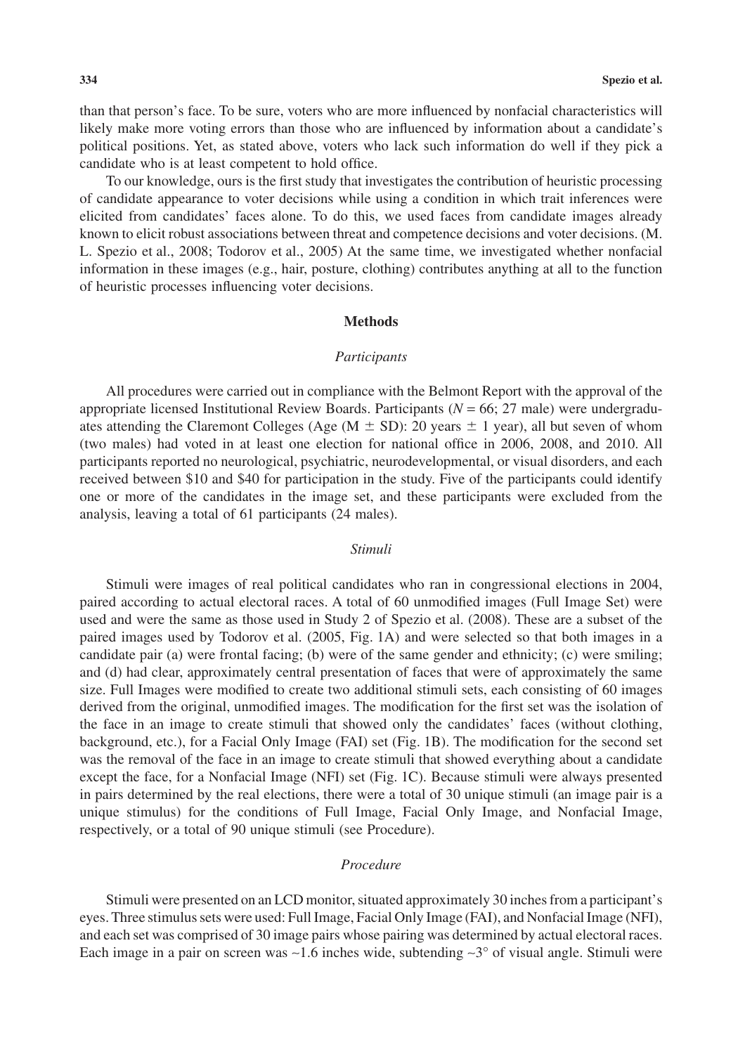than that person's face. To be sure, voters who are more influenced by nonfacial characteristics will likely make more voting errors than those who are influenced by information about a candidate's political positions. Yet, as stated above, voters who lack such information do well if they pick a candidate who is at least competent to hold office.

To our knowledge, ours is the first study that investigates the contribution of heuristic processing of candidate appearance to voter decisions while using a condition in which trait inferences were elicited from candidates' faces alone. To do this, we used faces from candidate images already known to elicit robust associations between threat and competence decisions and voter decisions. (M. L. Spezio et al., 2008; Todorov et al., 2005) At the same time, we investigated whether nonfacial information in these images (e.g., hair, posture, clothing) contributes anything at all to the function of heuristic processes influencing voter decisions.

## Methods

### *Participants*

All procedures were carried out in compliance with the Belmont Report with the approval of the appropriate licensed Institutional Review Boards. Participants ($N = 66$; 27 male) were undergraduates attending the Claremont Colleges (Age ($M \pm SD$): 20 years $\pm$ 1 year), all but seven of whom (two males) had voted in at least one election for national office in 2006, 2008, and 2010. All participants reported no neurological, psychiatric, neurodevelopmental, or visual disorders, and each received between \$10 and \$40 for participation in the study. Five of the participants could identify one or more of the candidates in the image set, and these participants were excluded from the analysis, leaving a total of 61 participants (24 males).

### *Stimuli*

Stimuli were images of real political candidates who ran in congressional elections in 2004, paired according to actual electoral races. A total of 60 unmodified images (Full Image Set) were used and were the same as those used in Study 2 of Spezio et al. (2008). These are a subset of the paired images used by Todorov et al. (2005, Fig. 1A) and were selected so that both images in a candidate pair (a) were frontal facing; (b) were of the same gender and ethnicity; (c) were smiling; and (d) had clear, approximately central presentation of faces that were of approximately the same size. Full Images were modified to create two additional stimuli sets, each consisting of 60 images derived from the original, unmodified images. The modification for the first set was the isolation of the face in an image to create stimuli that showed only the candidates' faces (without clothing, background, etc.), for a Facial Only Image (FAI) set (Fig. 1B). The modification for the second set was the removal of the face in an image to create stimuli that showed everything about a candidate except the face, for a Nonfacial Image (NFI) set (Fig. 1C). Because stimuli were always presented in pairs determined by the real elections, there were a total of 30 unique stimuli (an image pair is a unique stimulus) for the conditions of Full Image, Facial Only Image, and Nonfacial Image, respectively, or a total of 90 unique stimuli (see Procedure).

### *Procedure*

Stimuli were presented on an LCD monitor, situated approximately 30 inches from a participant's eyes. Three stimulus sets were used: Full Image, Facial Only Image (FAI), and Nonfacial Image (NFI), and each set was comprised of 30 image pairs whose pairing was determined by actual electoral races. Each image in a pair on screen was ~1.6 inches wide, subtending ~3° of visual angle. Stimuli were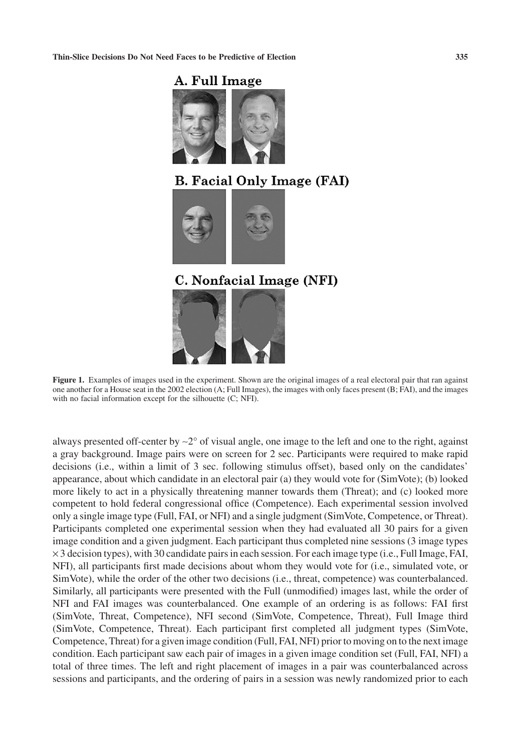**A. Full Image**

**B. Facial Only Image (FAI)**

**C. Nonfacial Image (NFI)**

**Figure 1.** Examples of images used in the experiment. Shown are the original images of a real electoral pair that ran against one another for a House seat in the 2002 election (A; Full Images), the images with only faces present (B; FAI), and the images with no facial information except for the silhouette (C; NFI).

always presented off-center by ~2° of visual angle, one image to the left and one to the right, against a gray background. Image pairs were on screen for 2 sec. Participants were required to make rapid decisions (i.e., within a limit of 3 sec. following stimulus offset), based only on the candidates' appearance, about which candidate in an electoral pair (a) they would vote for (SimVote); (b) looked more likely to act in a physically threatening manner towards them (Threat); and (c) looked more competent to hold federal congressional office (Competence). Each experimental session involved only a single image type (Full, FAI, or NFI) and a single judgment (SimVote, Competence, or Threat). Participants completed one experimental session when they had evaluated all 30 pairs for a given image condition and a given judgment. Each participant thus completed nine sessions (3 image types × 3 decision types), with 30 candidate pairs in each session. For each image type (i.e., Full Image, FAI, NFI), all participants first made decisions about whom they would vote for (i.e., simulated vote, or SimVote), while the order of the other two decisions (i.e., threat, competence) was counterbalanced. Similarly, all participants were presented with the Full (unmodified) images last, while the order of NFI and FAI images was counterbalanced. One example of an ordering is as follows: FAI first (SimVote, Threat, Competence), NFI second (SimVote, Competence, Threat), Full Image third (SimVote, Competence, Threat). Each participant first completed all judgment types (SimVote, Competence, Threat) for a given image condition (Full, FAI, NFI) prior to moving on to the next image condition. Each participant saw each pair of images in a given image condition set (Full, FAI, NFI) a total of three times. The left and right placement of images in a pair was counterbalanced across sessions and participants, and the ordering of pairs in a session was newly randomized prior to each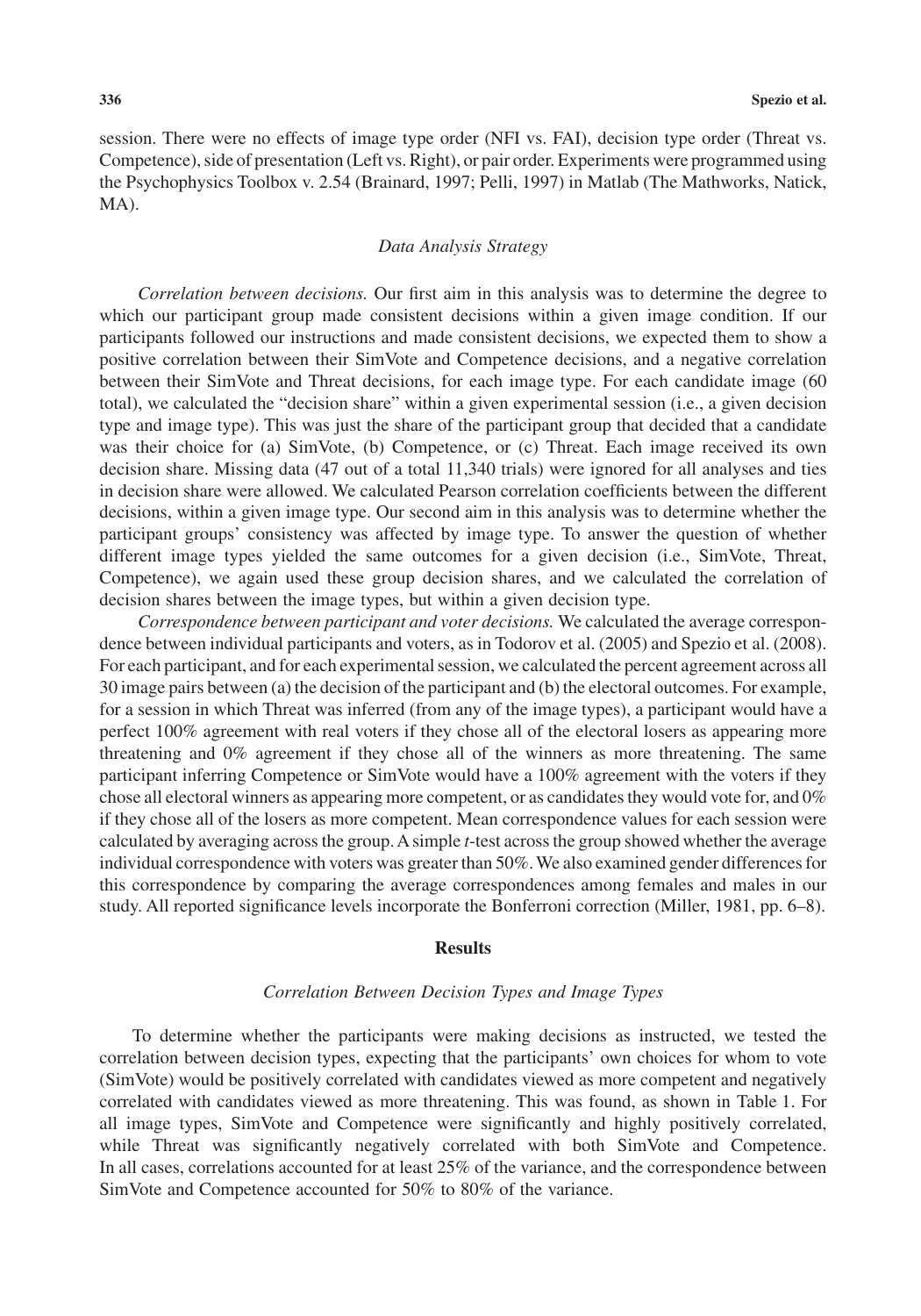session. There were no effects of image type order (NFI vs. FAI), decision type order (Threat vs. Competence), side of presentation (Left vs. Right), or pair order. Experiments were programmed using the Psychophysics Toolbox v. 2.54 (Brainard, 1997; Pelli, 1997) in Matlab (The Mathworks, Natick, MA).

### *Data Analysis Strategy*

*Correlation between decisions.* Our first aim in this analysis was to determine the degree to which our participant group made consistent decisions within a given image condition. If our participants followed our instructions and made consistent decisions, we expected them to show a positive correlation between their SimVote and Competence decisions, and a negative correlation between their SimVote and Threat decisions, for each image type. For each candidate image (60 total), we calculated the "decision share" within a given experimental session (i.e., a given decision type and image type). This was just the share of the participant group that decided that a candidate was their choice for (a) SimVote, (b) Competence, or (c) Threat. Each image received its own decision share. Missing data (47 out of a total 11,340 trials) were ignored for all analyses and ties in decision share were allowed. We calculated Pearson correlation coefficients between the different decisions, within a given image type. Our second aim in this analysis was to determine whether the participant groups' consistency was affected by image type. To answer the question of whether different image types yielded the same outcomes for a given decision (i.e., SimVote, Threat, Competence), we again used these group decision shares, and we calculated the correlation of decision shares between the image types, but within a given decision type.

*Correspondence between participant and voter decisions.* We calculated the average correspondence between individual participants and voters, as in Todorov et al. (2005) and Spezio et al. (2008). For each participant, and for each experimental session, we calculated the percent agreement across all 30 image pairs between (a) the decision of the participant and (b) the electoral outcomes. For example, for a session in which Threat was inferred (from any of the image types), a participant would have a perfect 100% agreement with real voters if they chose all of the electoral losers as appearing more threatening and 0% agreement if they chose all of the winners as more threatening. The same participant inferring Competence or SimVote would have a 100% agreement with the voters if they chose all electoral winners as appearing more competent, or as candidates they would vote for, and 0% if they chose all of the losers as more competent. Mean correspondence values for each session were calculated by averaging across the group. A simple *t*-test across the group showed whether the average individual correspondence with voters was greater than 50%. We also examined gender differences for this correspondence by comparing the average correspondences among females and males in our study. All reported significance levels incorporate the Bonferroni correction (Miller, 1981, pp. 6–8).

## Results

### *Correlation Between Decision Types and Image Types*

To determine whether the participants were making decisions as instructed, we tested the correlation between decision types, expecting that the participants' own choices for whom to vote (SimVote) would be positively correlated with candidates viewed as more competent and negatively correlated with candidates viewed as more threatening. This was found, as shown in Table 1. For all image types, SimVote and Competence were significantly and highly positively correlated, while Threat was significantly negatively correlated with both SimVote and Competence. In all cases, correlations accounted for at least 25% of the variance, and the correspondence between SimVote and Competence accounted for 50% to 80% of the variance.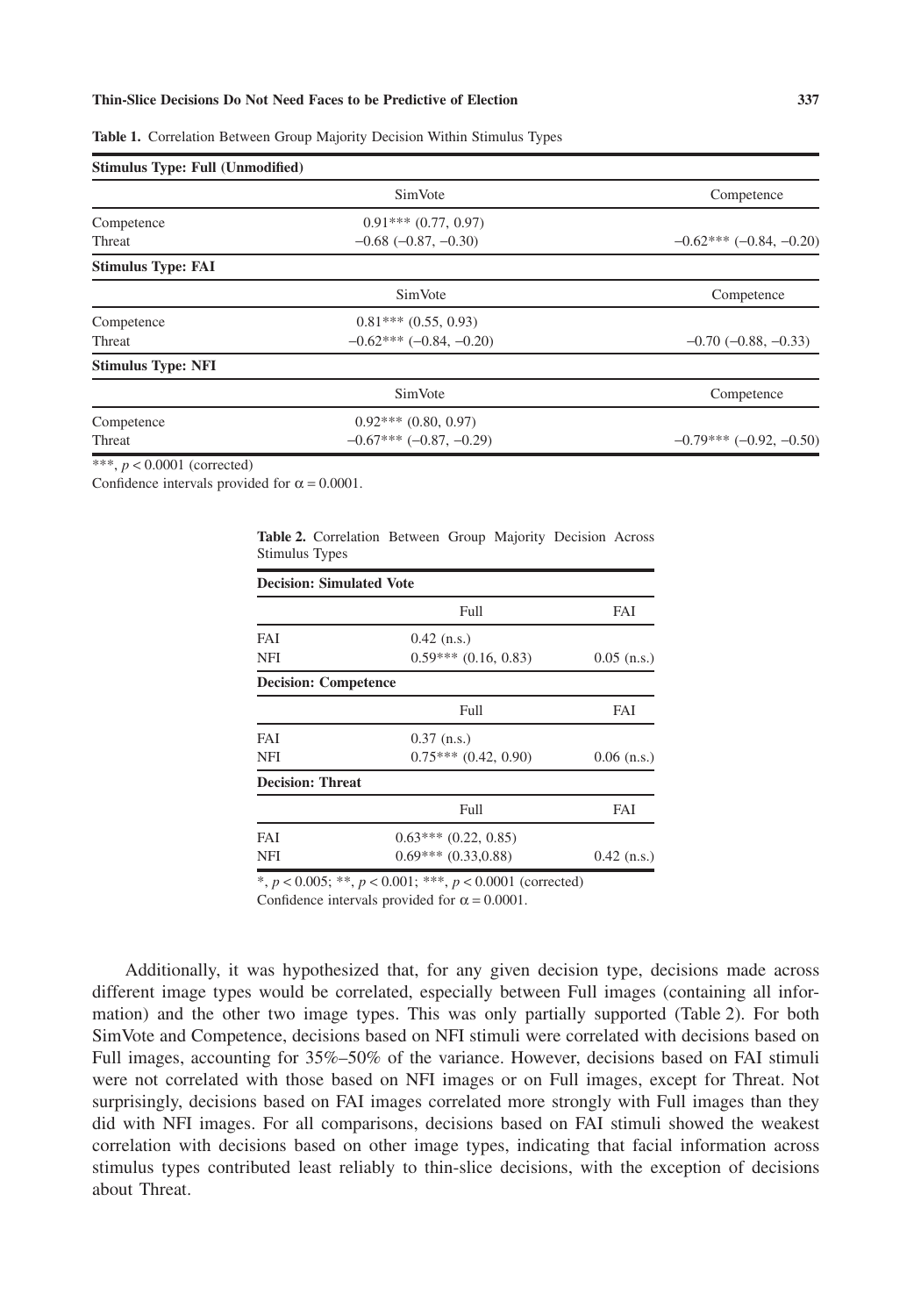**Table 1.** Correlation Between Group Majority Decision Within Stimulus Types

| **Stimulus Type: Full (Unmodified)** | | |
|---|---|---|
| | SimVote | Competence |
| Competence | 0.91*** (0.77, 0.97) | |
| Threat | −0.68 (−0.87, −0.30) | −0.62*** (−0.84, −0.20) |
| **Stimulus Type: FAI** | | |
| | SimVote | Competence |
| Competence | 0.81*** (0.55, 0.93) | |
| Threat | −0.62*** (−0.84, −0.20) | −0.70 (−0.88, −0.33) |
| **Stimulus Type: NFI** | | |
| | SimVote | Competence |
| Competence | 0.92*** (0.80, 0.97) | |
| Threat | −0.67*** (−0.87, −0.29) | −0.79*** (−0.92, −0.50) |

***, $p < 0.0001$ (corrected)

Confidence intervals provided for $\alpha = 0.0001$.

**Table 2.** Correlation Between Group Majority Decision Across Stimulus Types

| **Decision: Simulated Vote** | | |
|---|---|---|
| | Full | FAI |
| FAI | 0.42 (n.s.) | |
| NFI | 0.59*** (0.16, 0.83) | 0.05 (n.s.) |
| **Decision: Competence** | | |
| | Full | FAI |
| FAI | 0.37 (n.s.) | |
| NFI | 0.75*** (0.42, 0.90) | 0.06 (n.s.) |
| **Decision: Threat** | | |
| | Full | FAI |
| FAI | 0.63*** (0.22, 0.85) | |
| NFI | 0.69*** (0.33,0.88) | 0.42 (n.s.) |

*, $p < 0.005$; **, $p < 0.001$; ***, $p < 0.0001$ (corrected)

Confidence intervals provided for $\alpha = 0.0001$.

Additionally, it was hypothesized that, for any given decision type, decisions made across different image types would be correlated, especially between Full images (containing all information) and the other two image types. This was only partially supported (Table 2). For both SimVote and Competence, decisions based on NFI stimuli were correlated with decisions based on Full images, accounting for 35%–50% of the variance. However, decisions based on FAI stimuli were not correlated with those based on NFI images or on Full images, except for Threat. Not surprisingly, decisions based on FAI images correlated more strongly with Full images than they did with NFI images. For all comparisons, decisions based on FAI stimuli showed the weakest correlation with decisions based on other image types, indicating that facial information across stimulus types contributed least reliably to thin-slice decisions, with the exception of decisions about Threat.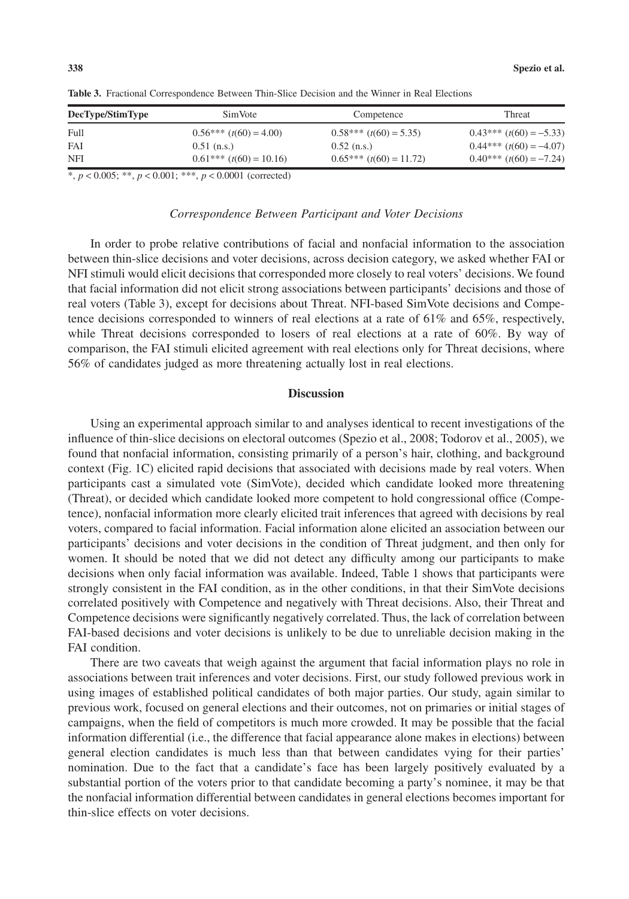**Table 3.** Fractional Correspondence Between Thin-Slice Decision and the Winner in Real Elections

| DecType/StimType | SimVote | Competence | Threat |
|---|---|---|---|
| Full | 0.56*** ($t(60) = 4.00$) | 0.58*** ($t(60) = 5.35$) | 0.43*** ($t(60) = -5.33$) |
| FAI | 0.51 (n.s.) | 0.52 (n.s.) | 0.44*** ($t(60) = -4.07$) |
| NFI | 0.61*** ($t(60) = 10.16$) | 0.65*** ($t(60) = 11.72$) | 0.40*** ($t(60) = -7.24$) |

*, $p < 0.005$; **, $p < 0.001$; ***, $p < 0.0001$ (corrected)

### *Correspondence Between Participant and Voter Decisions*

In order to probe relative contributions of facial and nonfacial information to the association between thin-slice decisions and voter decisions, across decision category, we asked whether FAI or NFI stimuli would elicit decisions that corresponded more closely to real voters' decisions. We found that facial information did not elicit strong associations between participants' decisions and those of real voters (Table 3), except for decisions about Threat. NFI-based SimVote decisions and Competence decisions corresponded to winners of real elections at a rate of 61% and 65%, respectively, while Threat decisions corresponded to losers of real elections at a rate of 60%. By way of comparison, the FAI stimuli elicited agreement with real elections only for Threat decisions, where 56% of candidates judged as more threatening actually lost in real elections.

## Discussion

Using an experimental approach similar to and analyses identical to recent investigations of the influence of thin-slice decisions on electoral outcomes (Spezio et al., 2008; Todorov et al., 2005), we found that nonfacial information, consisting primarily of a person's hair, clothing, and background context (Fig. 1C) elicited rapid decisions that associated with decisions made by real voters. When participants cast a simulated vote (SimVote), decided which candidate looked more threatening (Threat), or decided which candidate looked more competent to hold congressional office (Competence), nonfacial information more clearly elicited trait inferences that agreed with decisions by real voters, compared to facial information. Facial information alone elicited an association between our participants' decisions and voter decisions in the condition of Threat judgment, and then only for women. It should be noted that we did not detect any difficulty among our participants to make decisions when only facial information was available. Indeed, Table 1 shows that participants were strongly consistent in the FAI condition, as in the other conditions, in that their SimVote decisions correlated positively with Competence and negatively with Threat decisions. Also, their Threat and Competence decisions were significantly negatively correlated. Thus, the lack of correlation between FAI-based decisions and voter decisions is unlikely to be due to unreliable decision making in the FAI condition.

There are two caveats that weigh against the argument that facial information plays no role in associations between trait inferences and voter decisions. First, our study followed previous work in using images of established political candidates of both major parties. Our study, again similar to previous work, focused on general elections and their outcomes, not on primaries or initial stages of campaigns, when the field of competitors is much more crowded. It may be possible that the facial information differential (i.e., the difference that facial appearance alone makes in elections) between general election candidates is much less than that between candidates vying for their parties' nomination. Due to the fact that a candidate's face has been largely positively evaluated by a substantial portion of the voters prior to that candidate becoming a party's nominee, it may be that the nonfacial information differential between candidates in general elections becomes important for thin-slice effects on voter decisions.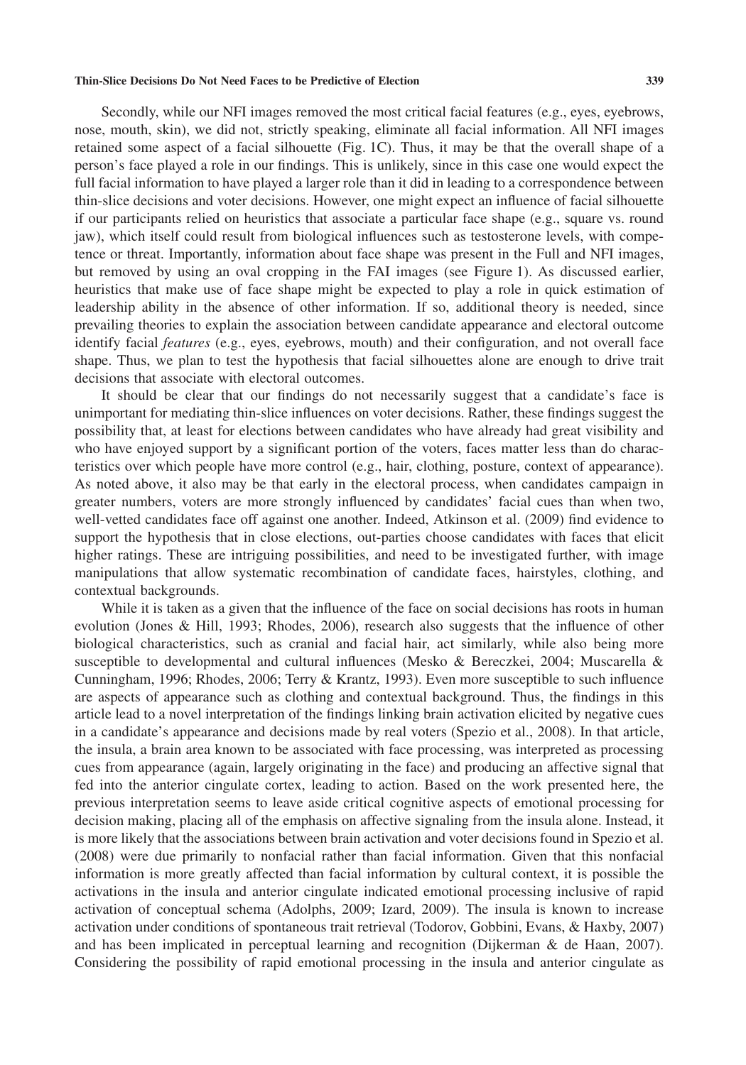Secondly, while our NFI images removed the most critical facial features (e.g., eyes, eyebrows, nose, mouth, skin), we did not, strictly speaking, eliminate all facial information. All NFI images retained some aspect of a facial silhouette (Fig. 1C). Thus, it may be that the overall shape of a person's face played a role in our findings. This is unlikely, since in this case one would expect the full facial information to have played a larger role than it did in leading to a correspondence between thin-slice decisions and voter decisions. However, one might expect an influence of facial silhouette if our participants relied on heuristics that associate a particular face shape (e.g., square vs. round jaw), which itself could result from biological influences such as testosterone levels, with competence or threat. Importantly, information about face shape was present in the Full and NFI images, but removed by using an oval cropping in the FAI images (see Figure 1). As discussed earlier, heuristics that make use of face shape might be expected to play a role in quick estimation of leadership ability in the absence of other information. If so, additional theory is needed, since prevailing theories to explain the association between candidate appearance and electoral outcome identify facial *features* (e.g., eyes, eyebrows, mouth) and their configuration, and not overall face shape. Thus, we plan to test the hypothesis that facial silhouettes alone are enough to drive trait decisions that associate with electoral outcomes.

It should be clear that our findings do not necessarily suggest that a candidate's face is unimportant for mediating thin-slice influences on voter decisions. Rather, these findings suggest the possibility that, at least for elections between candidates who have already had great visibility and who have enjoyed support by a significant portion of the voters, faces matter less than do characteristics over which people have more control (e.g., hair, clothing, posture, context of appearance). As noted above, it also may be that early in the electoral process, when candidates campaign in greater numbers, voters are more strongly influenced by candidates' facial cues than when two, well-vetted candidates face off against one another. Indeed, Atkinson et al. (2009) find evidence to support the hypothesis that in close elections, out-parties choose candidates with faces that elicit higher ratings. These are intriguing possibilities, and need to be investigated further, with image manipulations that allow systematic recombination of candidate faces, hairstyles, clothing, and contextual backgrounds.

While it is taken as a given that the influence of the face on social decisions has roots in human evolution (Jones & Hill, 1993; Rhodes, 2006), research also suggests that the influence of other biological characteristics, such as cranial and facial hair, act similarly, while also being more susceptible to developmental and cultural influences (Mesko & Bereczkei, 2004; Muscarella & Cunningham, 1996; Rhodes, 2006; Terry & Krantz, 1993). Even more susceptible to such influence are aspects of appearance such as clothing and contextual background. Thus, the findings in this article lead to a novel interpretation of the findings linking brain activation elicited by negative cues in a candidate's appearance and decisions made by real voters (Spezio et al., 2008). In that article, the insula, a brain area known to be associated with face processing, was interpreted as processing cues from appearance (again, largely originating in the face) and producing an affective signal that fed into the anterior cingulate cortex, leading to action. Based on the work presented here, the previous interpretation seems to leave aside critical cognitive aspects of emotional processing for decision making, placing all of the emphasis on affective signaling from the insula alone. Instead, it is more likely that the associations between brain activation and voter decisions found in Spezio et al. (2008) were due primarily to nonfacial rather than facial information. Given that this nonfacial information is more greatly affected than facial information by cultural context, it is possible the activations in the insula and anterior cingulate indicated emotional processing inclusive of rapid activation of conceptual schema (Adolphs, 2009; Izard, 2009). The insula is known to increase activation under conditions of spontaneous trait retrieval (Todorov, Gobbini, Evans, & Haxby, 2007) and has been implicated in perceptual learning and recognition (Dijkerman & de Haan, 2007). Considering the possibility of rapid emotional processing in the insula and anterior cingulate as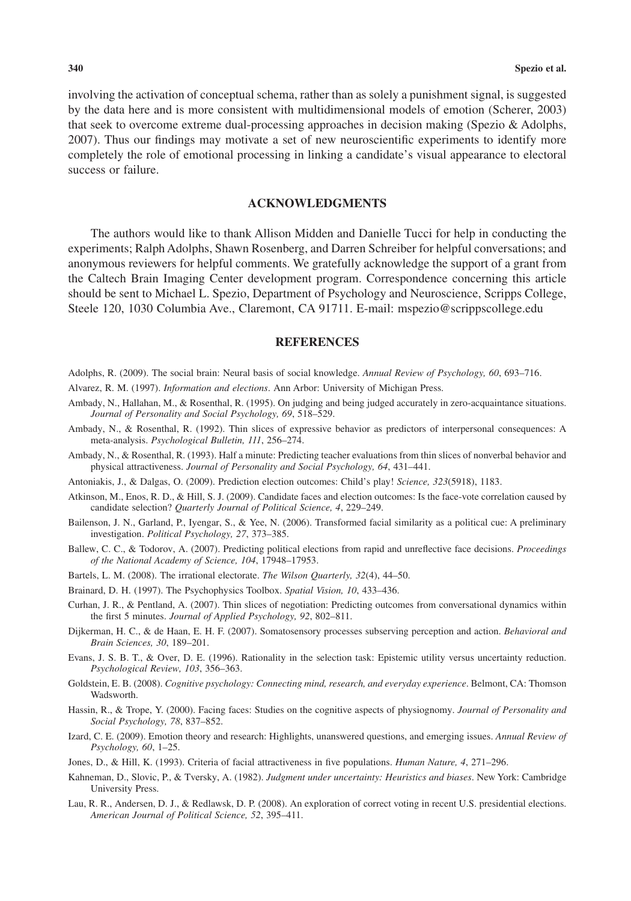involving the activation of conceptual schema, rather than as solely a punishment signal, is suggested by the data here and is more consistent with multidimensional models of emotion (Scherer, 2003) that seek to overcome extreme dual-processing approaches in decision making (Spezio & Adolphs, 2007). Thus our findings may motivate a set of new neuroscientific experiments to identify more completely the role of emotional processing in linking a candidate's visual appearance to electoral success or failure.

## ACKNOWLEDGMENTS

The authors would like to thank Allison Midden and Danielle Tucci for help in conducting the experiments; Ralph Adolphs, Shawn Rosenberg, and Darren Schreiber for helpful conversations; and anonymous reviewers for helpful comments. We gratefully acknowledge the support of a grant from the Caltech Brain Imaging Center development program. Correspondence concerning this article should be sent to Michael L. Spezio, Department of Psychology and Neuroscience, Scripps College, Steele 120, 1030 Columbia Ave., Claremont, CA 91711. E-mail: mspezio@scrippscollege.edu

## REFERENCES

Adolphs, R. (2009). The social brain: Neural basis of social knowledge. *Annual Review of Psychology, 60*, 693–716.

Alvarez, R. M. (1997). *Information and elections*. Ann Arbor: University of Michigan Press.

Ambady, N., Hallahan, M., & Rosenthal, R. (1995). On judging and being judged accurately in zero-acquaintance situations. *Journal of Personality and Social Psychology, 69*, 518–529.

Ambady, N., & Rosenthal, R. (1992). Thin slices of expressive behavior as predictors of interpersonal consequences: A meta-analysis. *Psychological Bulletin, 111*, 256–274.

Ambady, N., & Rosenthal, R. (1993). Half a minute: Predicting teacher evaluations from thin slices of nonverbal behavior and physical attractiveness. *Journal of Personality and Social Psychology, 64*, 431–441.

Antoniakis, J., & Dalgas, O. (2009). Prediction election outcomes: Child's play! *Science, 323*(5918), 1183.

Atkinson, M., Enos, R. D., & Hill, S. J. (2009). Candidate faces and election outcomes: Is the face-vote correlation caused by candidate selection? *Quarterly Journal of Political Science, 4*, 229–249.

Bailenson, J. N., Garland, P., Iyengar, S., & Yee, N. (2006). Transformed facial similarity as a political cue: A preliminary investigation. *Political Psychology, 27*, 373–385.

Ballew, C. C., & Todorov, A. (2007). Predicting political elections from rapid and unreflective face decisions. *Proceedings of the National Academy of Science, 104*, 17948–17953.

Bartels, L. M. (2008). The irrational electorate. *The Wilson Quarterly, 32*(4), 44–50.

Brainard, D. H. (1997). The Psychophysics Toolbox. *Spatial Vision, 10*, 433–436.

Curhan, J. R., & Pentland, A. (2007). Thin slices of negotiation: Predicting outcomes from conversational dynamics within the first 5 minutes. *Journal of Applied Psychology, 92*, 802–811.

Dijkerman, H. C., & de Haan, E. H. F. (2007). Somatosensory processes subserving perception and action. *Behavioral and Brain Sciences, 30*, 189–201.

Evans, J. S. B. T., & Over, D. E. (1996). Rationality in the selection task: Epistemic utility versus uncertainty reduction. *Psychological Review, 103*, 356–363.

Goldstein, E. B. (2008). *Cognitive psychology: Connecting mind, research, and everyday experience*. Belmont, CA: Thomson Wadsworth.

Hassin, R., & Trope, Y. (2000). Facing faces: Studies on the cognitive aspects of physiognomy. *Journal of Personality and Social Psychology, 78*, 837–852.

Izard, C. E. (2009). Emotion theory and research: Highlights, unanswered questions, and emerging issues. *Annual Review of Psychology, 60*, 1–25.

Jones, D., & Hill, K. (1993). Criteria of facial attractiveness in five populations. *Human Nature, 4*, 271–296.

Kahneman, D., Slovic, P., & Tversky, A. (1982). *Judgment under uncertainty: Heuristics and biases*. New York: Cambridge University Press.

Lau, R. R., Andersen, D. J., & Redlawsk, D. P. (2008). An exploration of correct voting in recent U.S. presidential elections. *American Journal of Political Science, 52*, 395–411.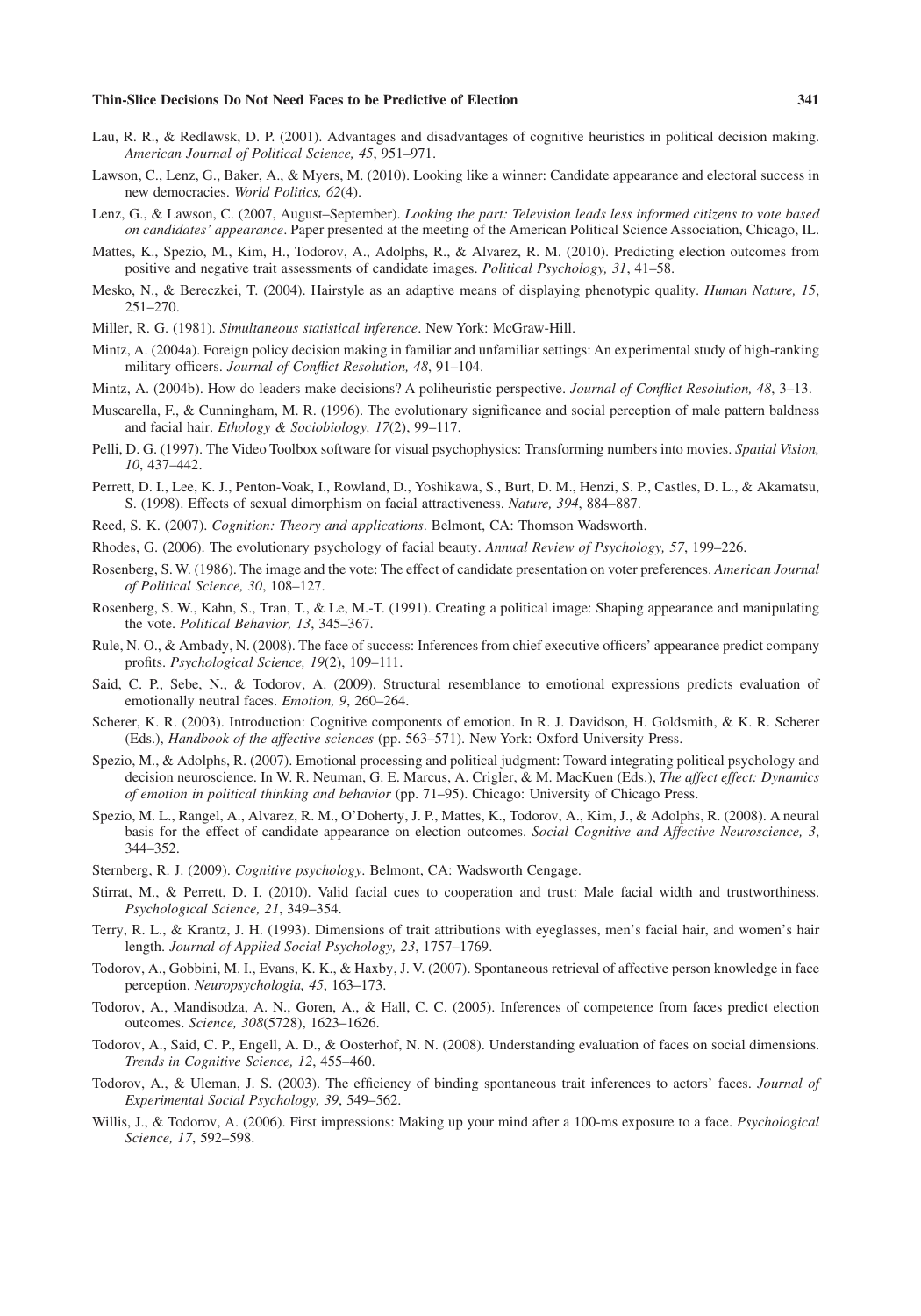Lau, R. R., & Redlawsk, D. P. (2001). Advantages and disadvantages of cognitive heuristics in political decision making. *American Journal of Political Science, 45*, 951–971.

Lawson, C., Lenz, G., Baker, A., & Myers, M. (2010). Looking like a winner: Candidate appearance and electoral success in new democracies. *World Politics, 62*(4).

Lenz, G., & Lawson, C. (2007, August–September). *Looking the part: Television leads less informed citizens to vote based on candidates' appearance*. Paper presented at the meeting of the American Political Science Association, Chicago, IL.

Mattes, K., Spezio, M., Kim, H., Todorov, A., Adolphs, R., & Alvarez, R. M. (2010). Predicting election outcomes from positive and negative trait assessments of candidate images. *Political Psychology, 31*, 41–58.

Mesko, N., & Bereczkei, T. (2004). Hairstyle as an adaptive means of displaying phenotypic quality. *Human Nature, 15*, 251–270.

Miller, R. G. (1981). *Simultaneous statistical inference*. New York: McGraw-Hill.

Mintz, A. (2004a). Foreign policy decision making in familiar and unfamiliar settings: An experimental study of high-ranking military officers. *Journal of Conflict Resolution, 48*, 91–104.

Mintz, A. (2004b). How do leaders make decisions? A poliheuristic perspective. *Journal of Conflict Resolution, 48*, 3–13.

Muscarella, F., & Cunningham, M. R. (1996). The evolutionary significance and social perception of male pattern baldness and facial hair. *Ethology & Sociobiology, 17*(2), 99–117.

Pelli, D. G. (1997). The Video Toolbox software for visual psychophysics: Transforming numbers into movies. *Spatial Vision, 10*, 437–442.

Perrett, D. I., Lee, K. J., Penton-Voak, I., Rowland, D., Yoshikawa, S., Burt, D. M., Henzi, S. P., Castles, D. L., & Akamatsu, S. (1998). Effects of sexual dimorphism on facial attractiveness. *Nature, 394*, 884–887.

Reed, S. K. (2007). *Cognition: Theory and applications*. Belmont, CA: Thomson Wadsworth.

Rhodes, G. (2006). The evolutionary psychology of facial beauty. *Annual Review of Psychology, 57*, 199–226.

Rosenberg, S. W. (1986). The image and the vote: The effect of candidate presentation on voter preferences. *American Journal of Political Science, 30*, 108–127.

Rosenberg, S. W., Kahn, S., Tran, T., & Le, M.-T. (1991). Creating a political image: Shaping appearance and manipulating the vote. *Political Behavior, 13*, 345–367.

Rule, N. O., & Ambady, N. (2008). The face of success: Inferences from chief executive officers' appearance predict company profits. *Psychological Science, 19*(2), 109–111.

Said, C. P., Sebe, N., & Todorov, A. (2009). Structural resemblance to emotional expressions predicts evaluation of emotionally neutral faces. *Emotion, 9*, 260–264.

Scherer, K. R. (2003). Introduction: Cognitive components of emotion. In R. J. Davidson, H. Goldsmith, & K. R. Scherer (Eds.), *Handbook of the affective sciences* (pp. 563–571). New York: Oxford University Press.

Spezio, M., & Adolphs, R. (2007). Emotional processing and political judgment: Toward integrating political psychology and decision neuroscience. In W. R. Neuman, G. E. Marcus, A. Crigler, & M. MacKuen (Eds.), *The affect effect: Dynamics of emotion in political thinking and behavior* (pp. 71–95). Chicago: University of Chicago Press.

Spezio, M. L., Rangel, A., Alvarez, R. M., O'Doherty, J. P., Mattes, K., Todorov, A., Kim, J., & Adolphs, R. (2008). A neural basis for the effect of candidate appearance on election outcomes. *Social Cognitive and Affective Neuroscience, 3*, 344–352.

Sternberg, R. J. (2009). *Cognitive psychology*. Belmont, CA: Wadsworth Cengage.

Stirrat, M., & Perrett, D. I. (2010). Valid facial cues to cooperation and trust: Male facial width and trustworthiness. *Psychological Science, 21*, 349–354.

Terry, R. L., & Krantz, J. H. (1993). Dimensions of trait attributions with eyeglasses, men's facial hair, and women's hair length. *Journal of Applied Social Psychology, 23*, 1757–1769.

Todorov, A., Gobbini, M. I., Evans, K. K., & Haxby, J. V. (2007). Spontaneous retrieval of affective person knowledge in face perception. *Neuropsychologia, 45*, 163–173.

Todorov, A., Mandisodza, A. N., Goren, A., & Hall, C. C. (2005). Inferences of competence from faces predict election outcomes. *Science, 308*(5728), 1623–1626.

Todorov, A., Said, C. P., Engell, A. D., & Oosterhof, N. N. (2008). Understanding evaluation of faces on social dimensions. *Trends in Cognitive Science, 12*, 455–460.

Todorov, A., & Uleman, J. S. (2003). The efficiency of binding spontaneous trait inferences to actors' faces. *Journal of Experimental Social Psychology, 39*, 549–562.

Willis, J., & Todorov, A. (2006). First impressions: Making up your mind after a 100-ms exposure to a face. *Psychological Science, 17*, 592–598.